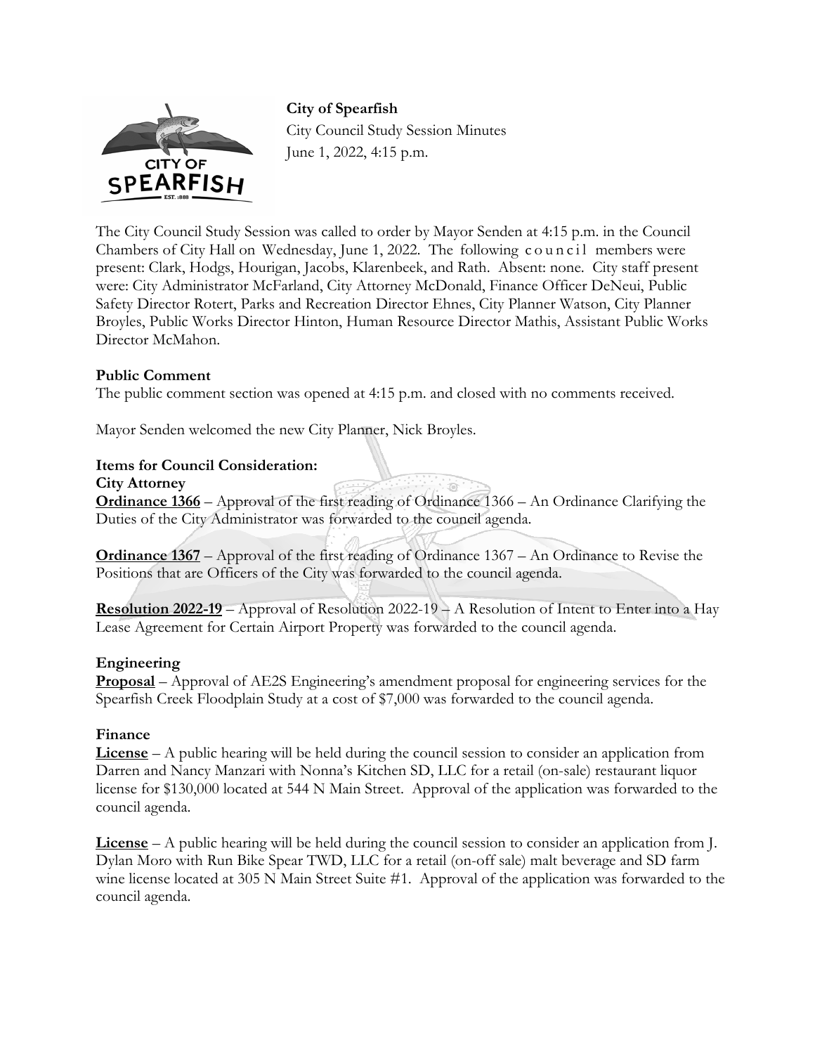**City of Spearfish**
City Council Study Session Minutes
June 1, 2022, 4:15 p.m.

The City Council Study Session was called to order by Mayor Senden at 4:15 p.m. in the Council Chambers of City Hall on Wednesday, June 1, 2022. The following council members were present: Clark, Hodgs, Hourigan, Jacobs, Klarenbeek, and Rath. Absent: none. City staff present were: City Administrator McFarland, City Attorney McDonald, Finance Officer DeNeui, Public Safety Director Rotert, Parks and Recreation Director Ehnes, City Planner Watson, City Planner Broyles, Public Works Director Hinton, Human Resource Director Mathis, Assistant Public Works Director McMahon.

**Public Comment**
The public comment section was opened at 4:15 p.m. and closed with no comments received.

Mayor Senden welcomed the new City Planner, Nick Broyles.

**Items for Council Consideration:**
**City Attorney**
**Ordinance 1366** – Approval of the first reading of Ordinance 1366 – An Ordinance Clarifying the Duties of the City Administrator was forwarded to the council agenda.

**Ordinance 1367** – Approval of the first reading of Ordinance 1367 – An Ordinance to Revise the Positions that are Officers of the City was forwarded to the council agenda.

**Resolution 2022-19** – Approval of Resolution 2022-19 – A Resolution of Intent to Enter into a Hay Lease Agreement for Certain Airport Property was forwarded to the council agenda.

**Engineering**
**Proposal** – Approval of AE2S Engineering's amendment proposal for engineering services for the Spearfish Creek Floodplain Study at a cost of $7,000 was forwarded to the council agenda.

**Finance**
**License** – A public hearing will be held during the council session to consider an application from Darren and Nancy Manzari with Nonna's Kitchen SD, LLC for a retail (on-sale) restaurant liquor license for $130,000 located at 544 N Main Street. Approval of the application was forwarded to the council agenda.

**License** – A public hearing will be held during the council session to consider an application from J. Dylan Moro with Run Bike Spear TWD, LLC for a retail (on-off sale) malt beverage and SD farm wine license located at 305 N Main Street Suite #1. Approval of the application was forwarded to the council agenda.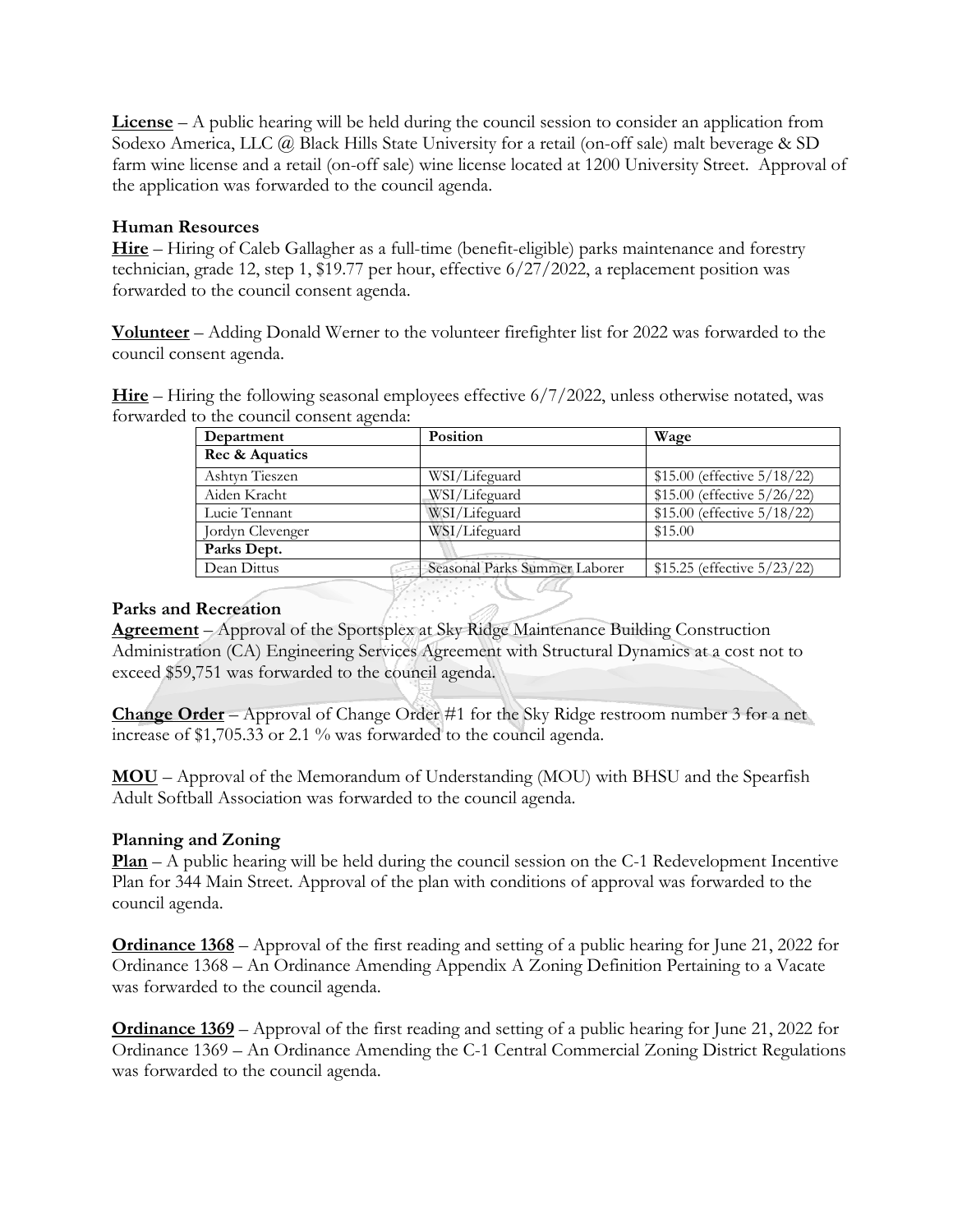**License** – A public hearing will be held during the council session to consider an application from Sodexo America, LLC @ Black Hills State University for a retail (on-off sale) malt beverage & SD farm wine license and a retail (on-off sale) wine license located at 1200 University Street. Approval of the application was forwarded to the council agenda.

### Human Resources

**Hire** – Hiring of Caleb Gallagher as a full-time (benefit-eligible) parks maintenance and forestry technician, grade 12, step 1, $19.77 per hour, effective 6/27/2022, a replacement position was forwarded to the council consent agenda.

**Volunteer** – Adding Donald Werner to the volunteer firefighter list for 2022 was forwarded to the council consent agenda.

**Hire** – Hiring the following seasonal employees effective 6/7/2022, unless otherwise notated, was forwarded to the council consent agenda:

| Department | Position | Wage |
|---|---|---|
| **Rec & Aquatics** | | |
| Ashtyn Tieszen | WSI/Lifeguard | $15.00 (effective 5/18/22) |
| Aiden Kracht | WSI/Lifeguard | $15.00 (effective 5/26/22) |
| Lucie Tennant | WSI/Lifeguard | $15.00 (effective 5/18/22) |
| Jordyn Clevenger | WSI/Lifeguard | $15.00 |
| **Parks Dept.** | | |
| Dean Dittus | Seasonal Parks Summer Laborer | $15.25 (effective 5/23/22) |

### Parks and Recreation

**Agreement** – Approval of the Sportsplex at Sky Ridge Maintenance Building Construction Administration (CA) Engineering Services Agreement with Structural Dynamics at a cost not to exceed $59,751 was forwarded to the council agenda.

**Change Order** – Approval of Change Order #1 for the Sky Ridge restroom number 3 for a net increase of $1,705.33 or 2.1 % was forwarded to the council agenda.

**MOU** – Approval of the Memorandum of Understanding (MOU) with BHSU and the Spearfish Adult Softball Association was forwarded to the council agenda.

### Planning and Zoning

**Plan** – A public hearing will be held during the council session on the C-1 Redevelopment Incentive Plan for 344 Main Street. Approval of the plan with conditions of approval was forwarded to the council agenda.

**Ordinance 1368** – Approval of the first reading and setting of a public hearing for June 21, 2022 for Ordinance 1368 – An Ordinance Amending Appendix A Zoning Definition Pertaining to a Vacate was forwarded to the council agenda.

**Ordinance 1369** – Approval of the first reading and setting of a public hearing for June 21, 2022 for Ordinance 1369 – An Ordinance Amending the C-1 Central Commercial Zoning District Regulations was forwarded to the council agenda.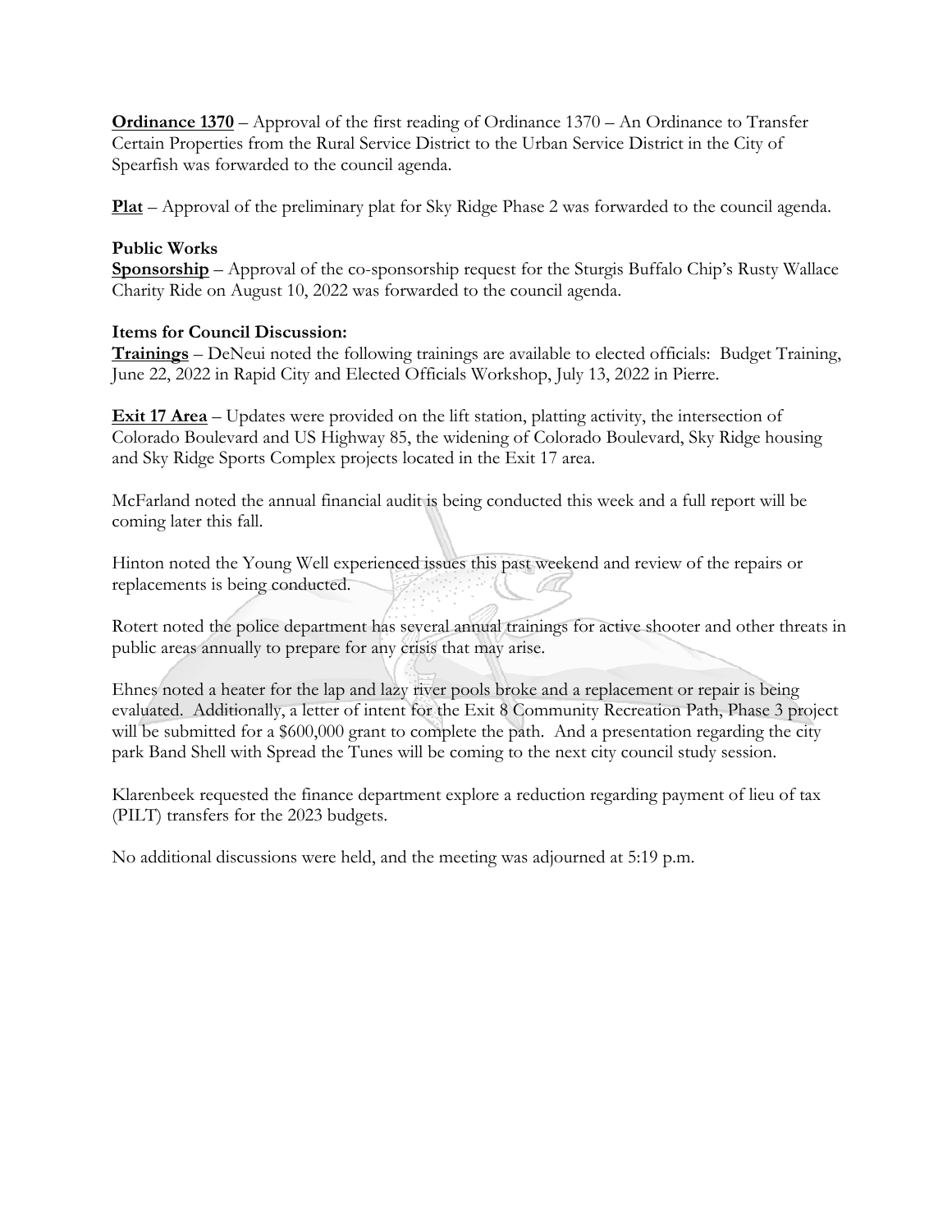**Ordinance 1370** – Approval of the first reading of Ordinance 1370 – An Ordinance to Transfer Certain Properties from the Rural Service District to the Urban Service District in the City of Spearfish was forwarded to the council agenda.

**Plat** – Approval of the preliminary plat for Sky Ridge Phase 2 was forwarded to the council agenda.

**Public Works**

**Sponsorship** – Approval of the co-sponsorship request for the Sturgis Buffalo Chip's Rusty Wallace Charity Ride on August 10, 2022 was forwarded to the council agenda.

**Items for Council Discussion:**

**Trainings** – DeNeui noted the following trainings are available to elected officials: Budget Training, June 22, 2022 in Rapid City and Elected Officials Workshop, July 13, 2022 in Pierre.

**Exit 17 Area** – Updates were provided on the lift station, platting activity, the intersection of Colorado Boulevard and US Highway 85, the widening of Colorado Boulevard, Sky Ridge housing and Sky Ridge Sports Complex projects located in the Exit 17 area.

McFarland noted the annual financial audit is being conducted this week and a full report will be coming later this fall.

Hinton noted the Young Well experienced issues this past weekend and review of the repairs or replacements is being conducted.

Rotert noted the police department has several annual trainings for active shooter and other threats in public areas annually to prepare for any crisis that may arise.

Ehnes noted a heater for the lap and lazy river pools broke and a replacement or repair is being evaluated. Additionally, a letter of intent for the Exit 8 Community Recreation Path, Phase 3 project will be submitted for a $600,000 grant to complete the path. And a presentation regarding the city park Band Shell with Spread the Tunes will be coming to the next city council study session.

Klarenbeek requested the finance department explore a reduction regarding payment of lieu of tax (PILT) transfers for the 2023 budgets.

No additional discussions were held, and the meeting was adjourned at 5:19 p.m.